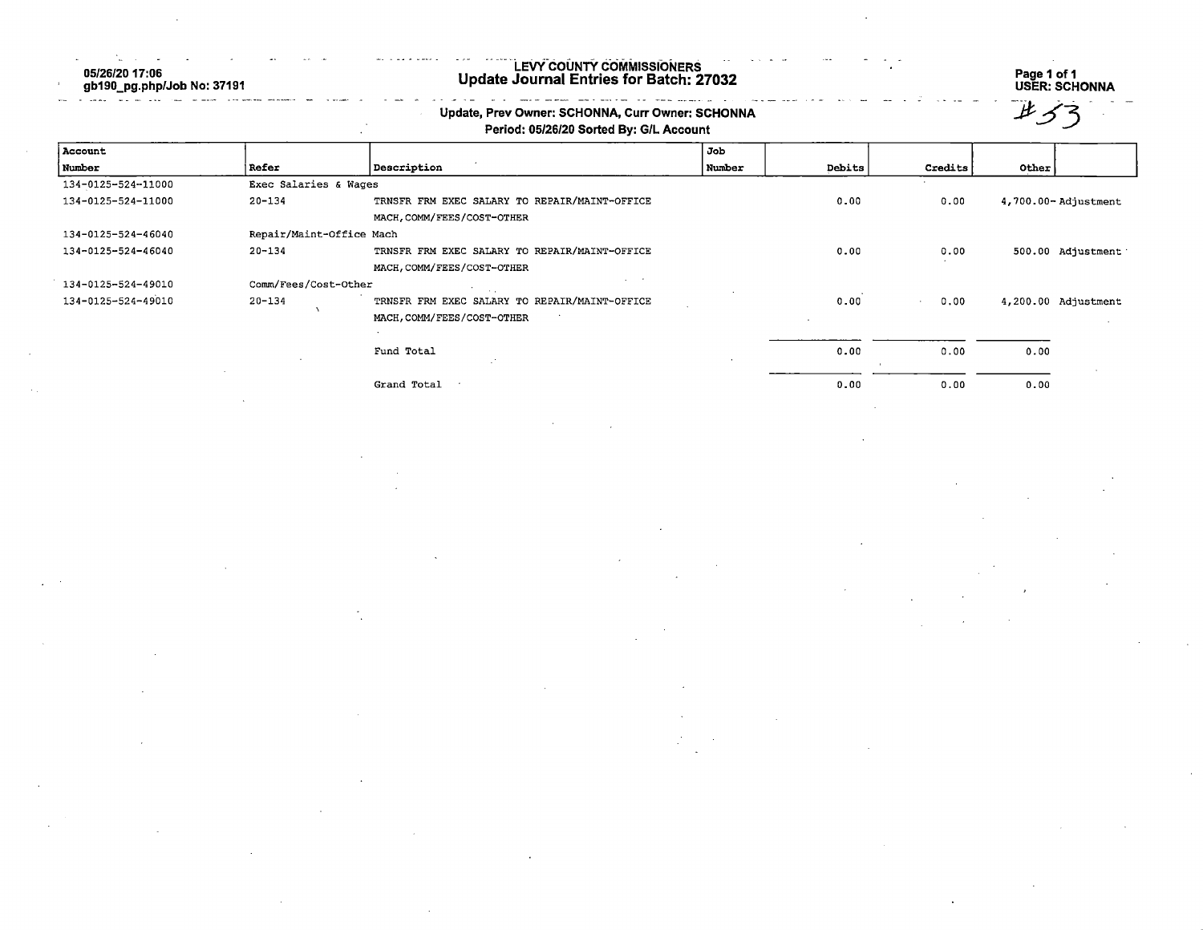05/26/20 17:06
gb190_pg.php/Job No: 37191

# LEVY COUNTY COMMISSIONERS
## Update Journal Entries for Batch: 27032

USER: SCHONNA

#53

**Update, Prev Owner: SCHONNA, Curr Owner: SCHONNA**
**Period: 05/26/20 Sorted By: G/L Account**

| Account Number | Refer | Description | Job Number | Debits | Credits | Other | |
|---|---|---|---|---|---|---|---|
| 134-0125-524-11000 | Exec Salaries & Wages | | | | | | |
| 134-0125-524-11000 | 20-134 | TRNSFR FRM EXEC SALARY TO REPAIR/MAINT-OFFICE MACH,COMM/FEES/COST-OTHER | | 0.00 | 0.00 | 4,700.00- | Adjustment |
| 134-0125-524-46040 | Repair/Maint-Office Mach | | | | | | |
| 134-0125-524-46040 | 20-134 | TRNSFR FRM EXEC SALARY TO REPAIR/MAINT-OFFICE MACH,COMM/FEES/COST-OTHER | | 0.00 | 0.00 | 500.00 | Adjustment |
| 134-0125-524-49010 | Comm/Fees/Cost-Other | | | | | | |
| 134-0125-524-49010 | 20-134 | TRNSFR FRM EXEC SALARY TO REPAIR/MAINT-OFFICE MACH,COMM/FEES/COST-OTHER | | 0.00 | 0.00 | 4,200.00 | Adjustment |
| | | Fund Total | | 0.00 | 0.00 | 0.00 | |
| | | Grand Total | | 0.00 | 0.00 | 0.00 | |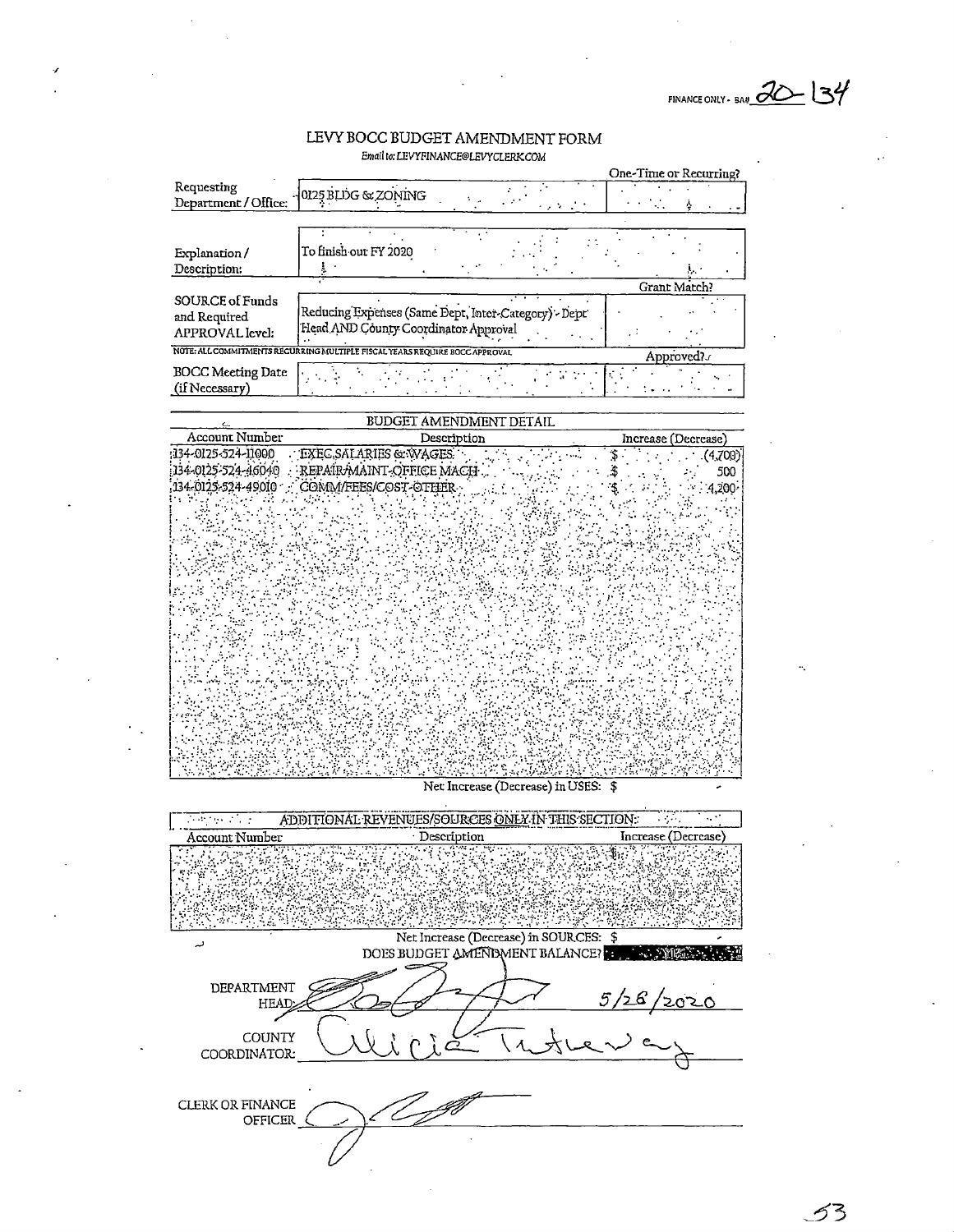FINANCE ONLY - BA# 20-134

# LEVY BOCC BUDGET AMENDMENT FORM

*Email to: LEVYFINANCE@LEVYCLERK.COM*

| | | One-Time or Recurring? |
|---|---|---|
| Requesting Department / Office: | 0125 BLDG & ZONING | |
| Explanation / Description: | To finish out FY 2020 | |
| | | Grant Match? |
| SOURCE of Funds and Required APPROVAL level: | Reducing Expenses (Same Dept, Inter-Category) - Dept Head AND County Coordinator Approval | |
| NOTE: ALL COMMITMENTS RECURRING MULTIPLE FISCAL YEARS REQUIRE BOCC APPROVAL | | Approved? |
| BOCC Meeting Date (if Necessary) | | |

## BUDGET AMENDMENT DETAIL

| Account Number | Description | Increase (Decrease) |
|---|---|---|
| 134-0125-524-11000 | EXEC SALARIES & WAGES | $ (4,700) |
| 134-0125-524-46040 | REPAIR/MAINT-OFFICE MACH | $ 500 |
| 134-0125-524-49010 | COMM/FEES/COST-OTHER | $ 4,200 |

Net Increase (Decrease) in USES: $ -

## ADDITIONAL REVENUES/SOURCES ONLY IN THIS SECTION:

| Account Number | Description | Increase (Decrease) |
|---|---|---|
| | | $ |

Net Increase (Decrease) in SOURCES: $ -

DOES BUDGET AMENDMENT BALANCE? YES

DEPARTMENT HEAD: [signature] 5/26/2020

COUNTY COORDINATOR: Alicia Tutleway

CLERK OR FINANCE OFFICER: [signature]